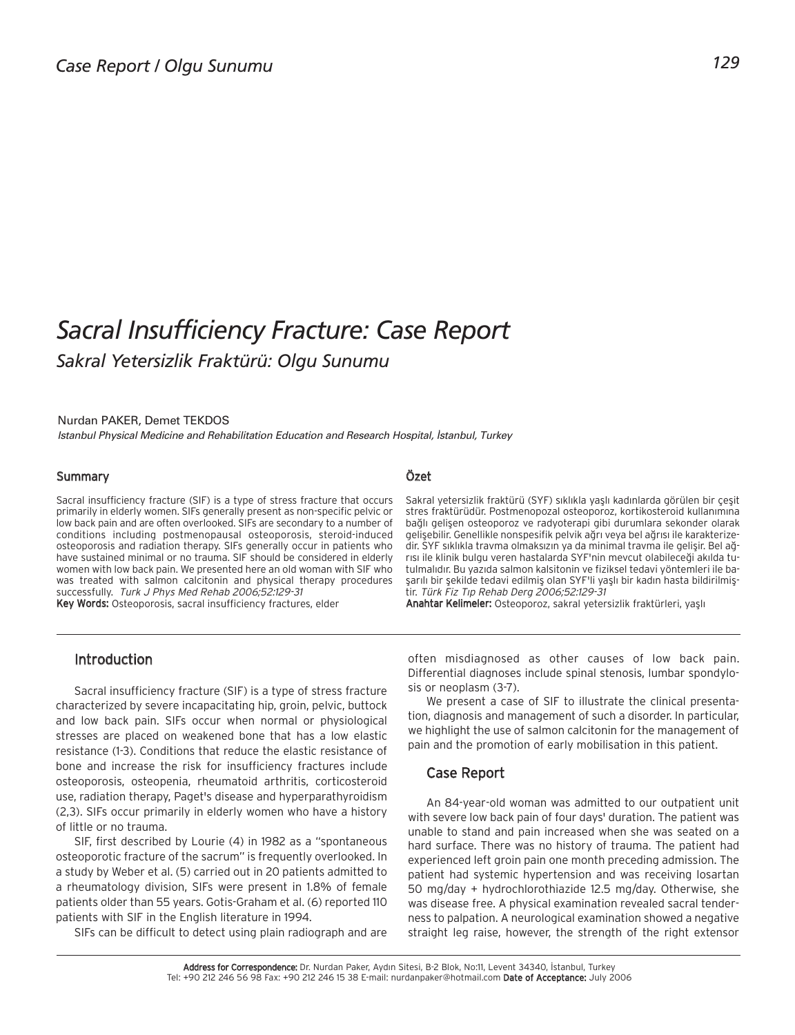Case Report / Olgu Sunumu

# Sacral Insufficiency Fracture: Case Report

## Sakral Yetersizlik Fraktürü: Olgu Sunumu

Nurdan PAKER, Demet TEKDOS

*Istanbul Physical Medicine and Rehabilitation Education and Research Hospital, İstanbul, Turkey*

### Summary

Sacral insufficiency fracture (SIF) is a type of stress fracture that occurs primarily in elderly women. SIFs generally present as non-specific pelvic or low back pain and are often overlooked. SIFs are secondary to a number of conditions including postmenopausal osteoporosis, steroid-induced osteoporosis and radiation therapy. SIFs generally occur in patients who have sustained minimal or no trauma. SIF should be considered in elderly women with low back pain. We presented here an old woman with SIF who was treated with salmon calcitonin and physical therapy procedures successfully. *Turk J Phys Med Rehab 2006;52:129-31*

**Key Words:** Osteoporosis, sacral insufficiency fractures, elder

### Özet

Sakral yetersizlik fraktürü (SYF) sıklıkla yaşlı kadınlarda görülen bir çeşit stres fraktürüdür. Postmenopozal osteoporoz, kortikosteroid kullanımına bağlı gelişen osteoporoz ve radyoterapi gibi durumlara sekonder olarak gelişebilir. Genellikle nonspesifik pelvik ağrı veya bel ağrısı ile karakterizedir. SYF sıklıkla travma olmaksızın ya da minimal travma ile gelişir. Bel ağrısı ile klinik bulgu veren hastalarda SYF'nin mevcut olabileceği akılda tutulmalıdır. Bu yazıda salmon kalsitonin ve fiziksel tedavi yöntemleri ile başarılı bir şekilde tedavi edilmiş olan SYF'li yaşlı bir kadın hasta bildirilmiştir. *Türk Fiz Tıp Rehab Derg 2006;52:129-31*

**Anahtar Kelimeler:** Osteoporoz, sakral yetersizlik fraktürleri, yaşlı

### Introduction

Sacral insufficiency fracture (SIF) is a type of stress fracture characterized by severe incapacitating hip, groin, pelvic, buttock and low back pain. SIFs occur when normal or physiological stresses are placed on weakened bone that has a low elastic resistance (1-3). Conditions that reduce the elastic resistance of bone and increase the risk for insufficiency fractures include osteoporosis, osteopenia, rheumatoid arthritis, corticosteroid use, radiation therapy, Paget's disease and hyperparathyroidism (2,3). SIFs occur primarily in elderly women who have a history of little or no trauma.

SIF, first described by Lourie (4) in 1982 as a "spontaneous osteoporotic fracture of the sacrum" is frequently overlooked. In a study by Weber et al. (5) carried out in 20 patients admitted to a rheumatology division, SIFs were present in 1.8% of female patients older than 55 years. Gotis-Graham et al. (6) reported 110 patients with SIF in the English literature in 1994.

SIFs can be difficult to detect using plain radiograph and are often misdiagnosed as other causes of low back pain. Differential diagnoses include spinal stenosis, lumbar spondylosis or neoplasm (3-7).

We present a case of SIF to illustrate the clinical presentation, diagnosis and management of such a disorder. In particular, we highlight the use of salmon calcitonin for the management of pain and the promotion of early mobilisation in this patient.

### Case Report

An 84-year-old woman was admitted to our outpatient unit with severe low back pain of four days' duration. The patient was unable to stand and pain increased when she was seated on a hard surface. There was no history of trauma. The patient had experienced left groin pain one month preceding admission. The patient had systemic hypertension and was receiving losartan 50 mg/day + hydrochlorothiazide 12.5 mg/day. Otherwise, she was disease free. A physical examination revealed sacral tenderness to palpation. A neurological examination showed a negative straight leg raise, however, the strength of the right extensor

**Address for Correspondence:** Dr. Nurdan Paker, Aydın Sitesi, B-2 Blok, No:11, Levent 34340, İstanbul, Turkey
Tel: +90 212 246 56 98 Fax: +90 212 246 15 38 E-mail: nurdanpaker@hotmail.com **Date of Acceptance:** July 2006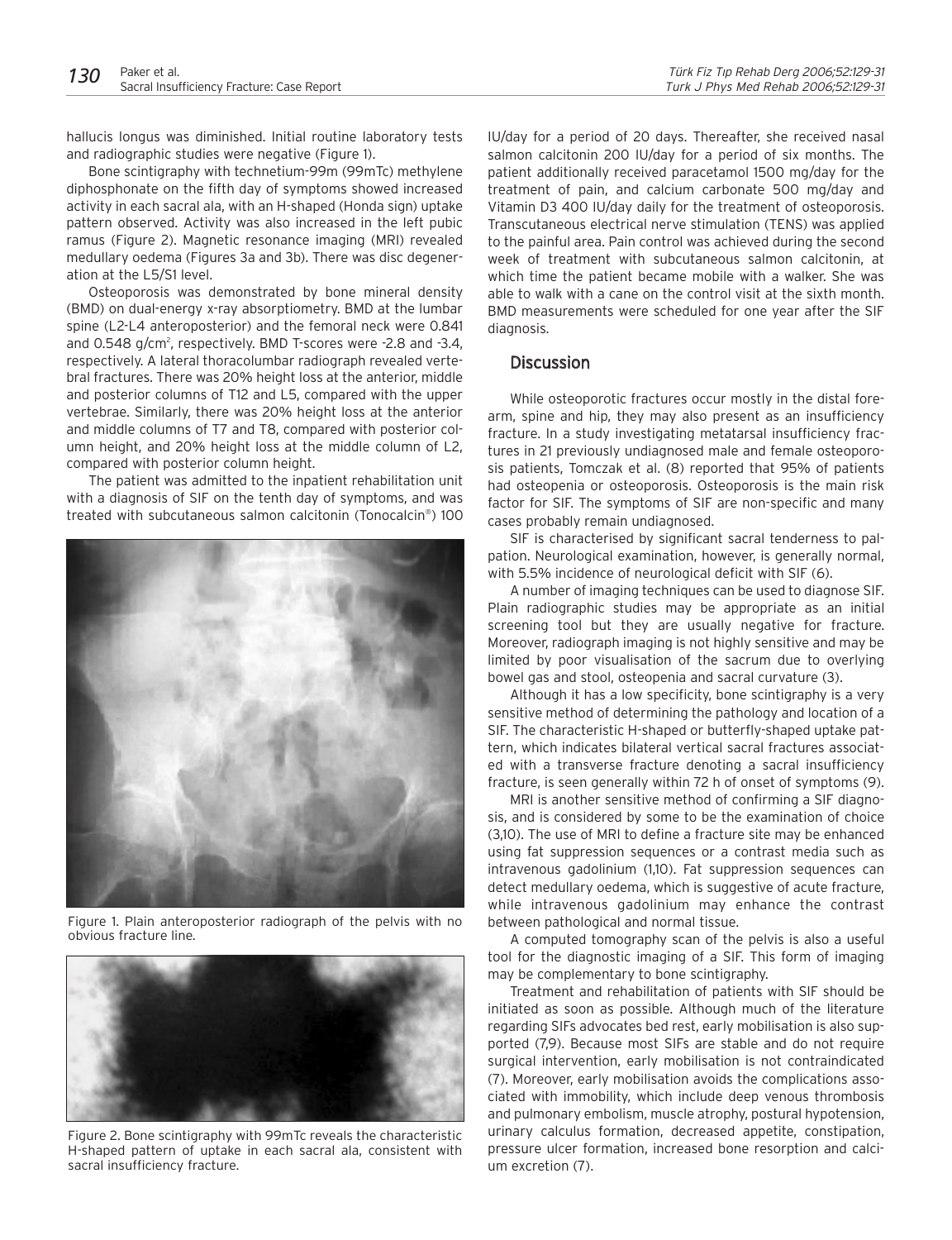hallucis longus was diminished. Initial routine laboratory tests and radiographic studies were negative (Figure 1).

Bone scintigraphy with technetium-99m (99mTc) methylene diphosphonate on the fifth day of symptoms showed increased activity in each sacral ala, with an H-shaped (Honda sign) uptake pattern observed. Activity was also increased in the left pubic ramus (Figure 2). Magnetic resonance imaging (MRI) revealed medullary oedema (Figures 3a and 3b). There was disc degeneration at the L5/S1 level.

Osteoporosis was demonstrated by bone mineral density (BMD) on dual-energy x-ray absorptiometry. BMD at the lumbar spine (L2-L4 anteroposterior) and the femoral neck were 0.841 and 0.548 g/cm$^2$, respectively. BMD T-scores were -2.8 and -3.4, respectively. A lateral thoracolumbar radiograph revealed vertebral fractures. There was 20% height loss at the anterior, middle and posterior columns of T12 and L5, compared with the upper vertebrae. Similarly, there was 20% height loss at the anterior and middle columns of T7 and T8, compared with posterior column height, and 20% height loss at the middle column of L2, compared with posterior column height.

The patient was admitted to the inpatient rehabilitation unit with a diagnosis of SIF on the tenth day of symptoms, and was treated with subcutaneous salmon calcitonin (Tonocalcin®) 100 IU/day for a period of 20 days. Thereafter, she received nasal salmon calcitonin 200 IU/day for a period of six months. The patient additionally received paracetamol 1500 mg/day for the treatment of pain, and calcium carbonate 500 mg/day and Vitamin D3 400 IU/day daily for the treatment of osteoporosis. Transcutaneous electrical nerve stimulation (TENS) was applied to the painful area. Pain control was achieved during the second week of treatment with subcutaneous salmon calcitonin, at which time the patient became mobile with a walker. She was able to walk with a cane on the control visit at the sixth month. BMD measurements were scheduled for one year after the SIF diagnosis.

Figure 1. Plain anteroposterior radiograph of the pelvis with no obvious fracture line.

Figure 2. Bone scintigraphy with 99mTc reveals the characteristic H-shaped pattern of uptake in each sacral ala, consistent with sacral insufficiency fracture.

## Discussion

While osteoporotic fractures occur mostly in the distal forearm, spine and hip, they may also present as an insufficiency fracture. In a study investigating metatarsal insufficiency fractures in 21 previously undiagnosed male and female osteoporosis patients, Tomczak et al. (8) reported that 95% of patients had osteopenia or osteoporosis. Osteoporosis is the main risk factor for SIF. The symptoms of SIF are non-specific and many cases probably remain undiagnosed.

SIF is characterised by significant sacral tenderness to palpation. Neurological examination, however, is generally normal, with 5.5% incidence of neurological deficit with SIF (6).

A number of imaging techniques can be used to diagnose SIF. Plain radiographic studies may be appropriate as an initial screening tool but they are usually negative for fracture. Moreover, radiograph imaging is not highly sensitive and may be limited by poor visualisation of the sacrum due to overlying bowel gas and stool, osteopenia and sacral curvature (3).

Although it has a low specificity, bone scintigraphy is a very sensitive method of determining the pathology and location of a SIF. The characteristic H-shaped or butterfly-shaped uptake pattern, which indicates bilateral vertical sacral fractures associated with a transverse fracture denoting a sacral insufficiency fracture, is seen generally within 72 h of onset of symptoms (9).

MRI is another sensitive method of confirming a SIF diagnosis, and is considered by some to be the examination of choice (3,10). The use of MRI to define a fracture site may be enhanced using fat suppression sequences or a contrast media such as intravenous gadolinium (1,10). Fat suppression sequences can detect medullary oedema, which is suggestive of acute fracture, while intravenous gadolinium may enhance the contrast between pathological and normal tissue.

A computed tomography scan of the pelvis is also a useful tool for the diagnostic imaging of a SIF. This form of imaging may be complementary to bone scintigraphy.

Treatment and rehabilitation of patients with SIF should be initiated as soon as possible. Although much of the literature regarding SIFs advocates bed rest, early mobilisation is also supported (7,9). Because most SIFs are stable and do not require surgical intervention, early mobilisation is not contraindicated (7). Moreover, early mobilisation avoids the complications associated with immobility, which include deep venous thrombosis and pulmonary embolism, muscle atrophy, postural hypotension, urinary calculus formation, decreased appetite, constipation, pressure ulcer formation, increased bone resorption and calcium excretion (7).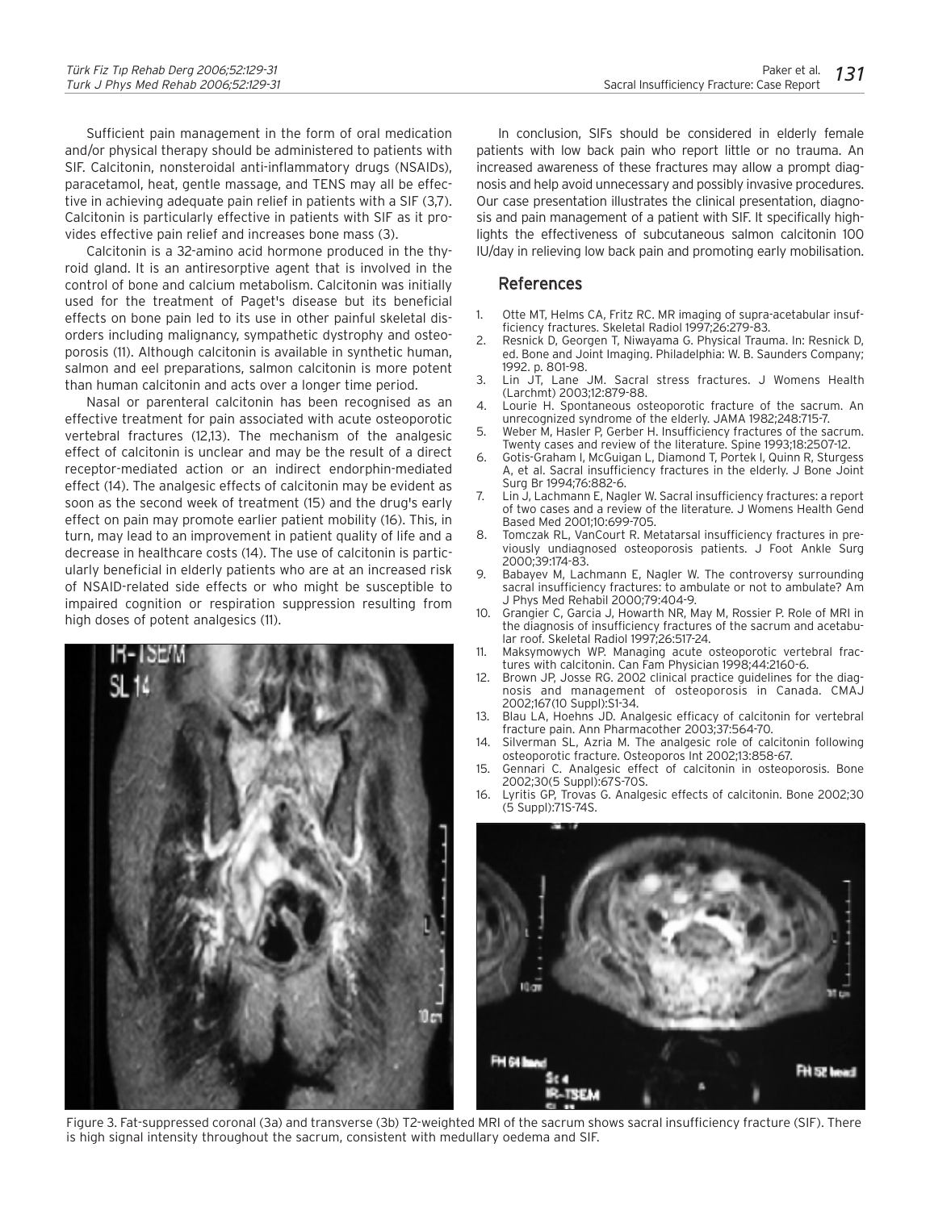Sufficient pain management in the form of oral medication and/or physical therapy should be administered to patients with SIF. Calcitonin, nonsteroidal anti-inflammatory drugs (NSAIDs), paracetamol, heat, gentle massage, and TENS may all be effective in achieving adequate pain relief in patients with a SIF (3,7). Calcitonin is particularly effective in patients with SIF as it provides effective pain relief and increases bone mass (3).

Calcitonin is a 32-amino acid hormone produced in the thyroid gland. It is an antiresorptive agent that is involved in the control of bone and calcium metabolism. Calcitonin was initially used for the treatment of Paget's disease but its beneficial effects on bone pain led to its use in other painful skeletal disorders including malignancy, sympathetic dystrophy and osteoporosis (11). Although calcitonin is available in synthetic human, salmon and eel preparations, salmon calcitonin is more potent than human calcitonin and acts over a longer time period.

Nasal or parenteral calcitonin has been recognised as an effective treatment for pain associated with acute osteoporotic vertebral fractures (12,13). The mechanism of the analgesic effect of calcitonin is unclear and may be the result of a direct receptor-mediated action or an indirect endorphin-mediated effect (14). The analgesic effects of calcitonin may be evident as soon as the second week of treatment (15) and the drug's early effect on pain may promote earlier patient mobility (16). This, in turn, may lead to an improvement in patient quality of life and a decrease in healthcare costs (14). The use of calcitonin is particularly beneficial in elderly patients who are at an increased risk of NSAID-related side effects or who might be susceptible to impaired cognition or respiration suppression resulting from high doses of potent analgesics (11).

In conclusion, SIFs should be considered in elderly female patients with low back pain who report little or no trauma. An increased awareness of these fractures may allow a prompt diagnosis and help avoid unnecessary and possibly invasive procedures. Our case presentation illustrates the clinical presentation, diagnosis and pain management of a patient with SIF. It specifically highlights the effectiveness of subcutaneous salmon calcitonin 100 IU/day in relieving low back pain and promoting early mobilisation.

## References

1. Otte MT, Helms CA, Fritz RC. MR imaging of supra-acetabular insufficiency fractures. Skeletal Radiol 1997;26:279-83.
2. Resnick D, Georgen T, Niwayama G. Physical Trauma. In: Resnick D, ed. Bone and Joint Imaging. Philadelphia: W. B. Saunders Company; 1992. p. 801-98.
3. Lin JT, Lane JM. Sacral stress fractures. J Womens Health (Larchmt) 2003;12:879-88.
4. Lourie H. Spontaneous osteoporotic fracture of the sacrum. An unrecognized syndrome of the elderly. JAMA 1982;248:715-7.
5. Weber M, Hasler P, Gerber H. Insufficiency fractures of the sacrum. Twenty cases and review of the literature. Spine 1993;18:2507-12.
6. Gotis-Graham I, McGuigan L, Diamond T, Portek I, Quinn R, Sturgess A, et al. Sacral insufficiency fractures in the elderly. J Bone Joint Surg Br 1994;76:882-6.
7. Lin J, Lachmann E, Nagler W. Sacral insufficiency fractures: a report of two cases and a review of the literature. J Womens Health Gend Based Med 2001;10:699-705.
8. Tomczak RL, VanCourt R. Metatarsal insufficiency fractures in previously undiagnosed osteoporosis patients. J Foot Ankle Surg 2000;39:174-83.
9. Babayev M, Lachmann E, Nagler W. The controversy surrounding sacral insufficiency fractures: to ambulate or not to ambulate? Am J Phys Med Rehabil 2000;79:404-9.
10. Grangier C, Garcia J, Howarth NR, May M, Rossier P. Role of MRI in the diagnosis of insufficiency fractures of the sacrum and acetabular roof. Skeletal Radiol 1997;26:517-24.
11. Maksymowych WP. Managing acute osteoporotic vertebral fractures with calcitonin. Can Fam Physician 1998;44:2160-6.
12. Brown JP, Josse RG. 2002 clinical practice guidelines for the diagnosis and management of osteoporosis in Canada. CMAJ 2002;167(10 Suppl):S1-34.
13. Blau LA, Hoehns JD. Analgesic efficacy of calcitonin for vertebral fracture pain. Ann Pharmacother 2003;37:564-70.
14. Silverman SL, Azria M. The analgesic role of calcitonin following osteoporotic fracture. Osteoporos Int 2002;13:858-67.
15. Gennari C. Analgesic effect of calcitonin in osteoporosis. Bone 2002;30(5 Suppl):67S-70S.
16. Lyritis GP, Trovas G. Analgesic effects of calcitonin. Bone 2002;30 (5 Suppl):71S-74S.

Figure 3. Fat-suppressed coronal (3a) and transverse (3b) T2-weighted MRI of the sacrum shows sacral insufficiency fracture (SIF). There is high signal intensity throughout the sacrum, consistent with medullary oedema and SIF.